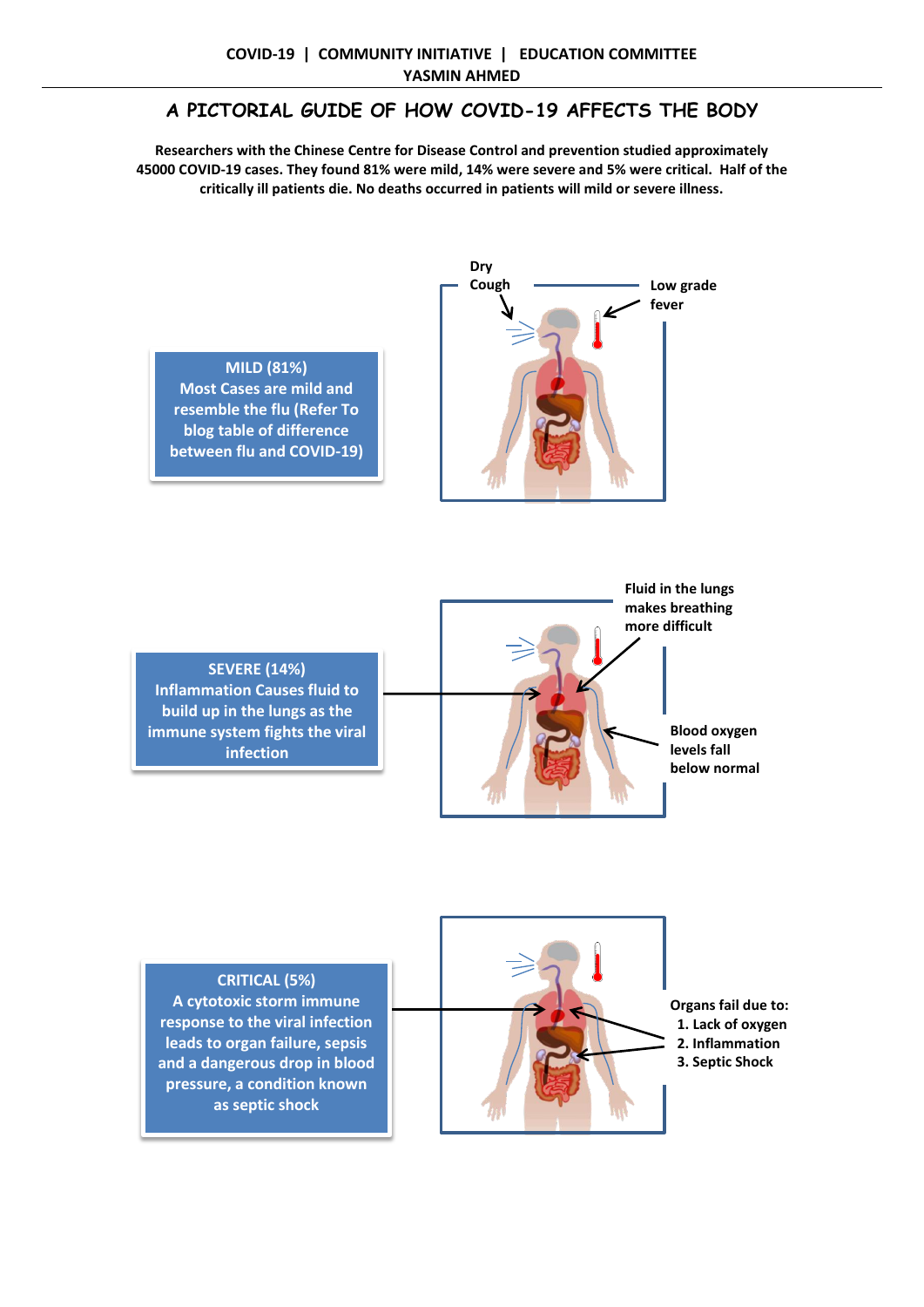**COVID-19 | COMMUNITY INITIATIVE | EDUCATION COMMITTEE**
**YASMIN AHMED**

# A PICTORIAL GUIDE OF HOW COVID-19 AFFECTS THE BODY

**Researchers with the Chinese Centre for Disease Control and prevention studied approximately 45000 COVID-19 cases. They found 81% were mild, 14% were severe and 5% were critical. Half of the critically ill patients die. No deaths occurred in patients will mild or severe illness.**

**MILD (81%)**
**Most Cases are mild and resemble the flu (Refer To blog table of difference between flu and COVID-19)**

**Dry Cough**

**Low grade fever**

**SEVERE (14%)**
**Inflammation Causes fluid to build up in the lungs as the immune system fights the viral infection**

**Fluid in the lungs makes breathing more difficult**

**Blood oxygen levels fall below normal**

**CRITICAL (5%)**
**A cytotoxic storm immune response to the viral infection leads to organ failure, sepsis and a dangerous drop in blood pressure, a condition known as septic shock**

**Organs fail due to:**

1. **Lack of oxygen**
2. **Inflammation**
3. **Septic Shock**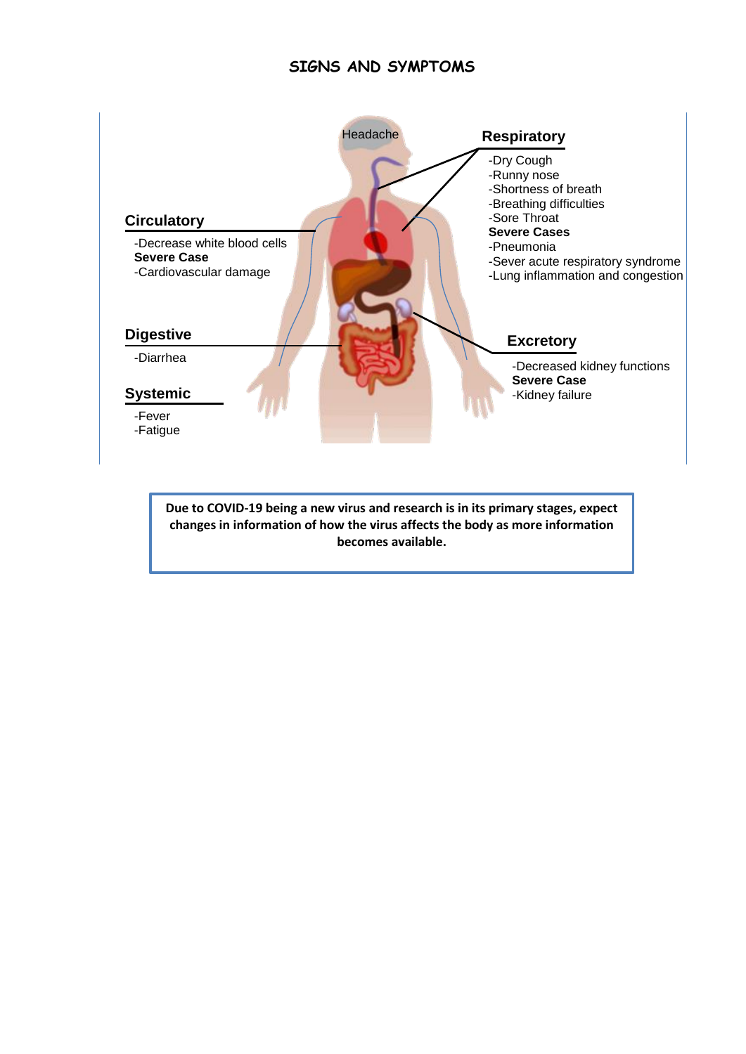# SIGNS AND SYMPTOMS

Headache

**Respiratory**

- -Dry Cough
- -Runny nose
- -Shortness of breath
- -Breathing difficulties
- -Sore Throat

**Severe Cases**

- -Pneumonia
- -Sever acute respiratory syndrome
- -Lung inflammation and congestion

**Circulatory**

- -Decrease white blood cells

**Severe Case**

- -Cardiovascular damage

**Digestive**

- -Diarrhea

**Systemic**

- -Fever
- -Fatigue

**Excretory**

- -Decreased kidney functions

**Severe Case**

- -Kidney failure

**Due to COVID-19 being a new virus and research is in its primary stages, expect changes in information of how the virus affects the body as more information becomes available.**